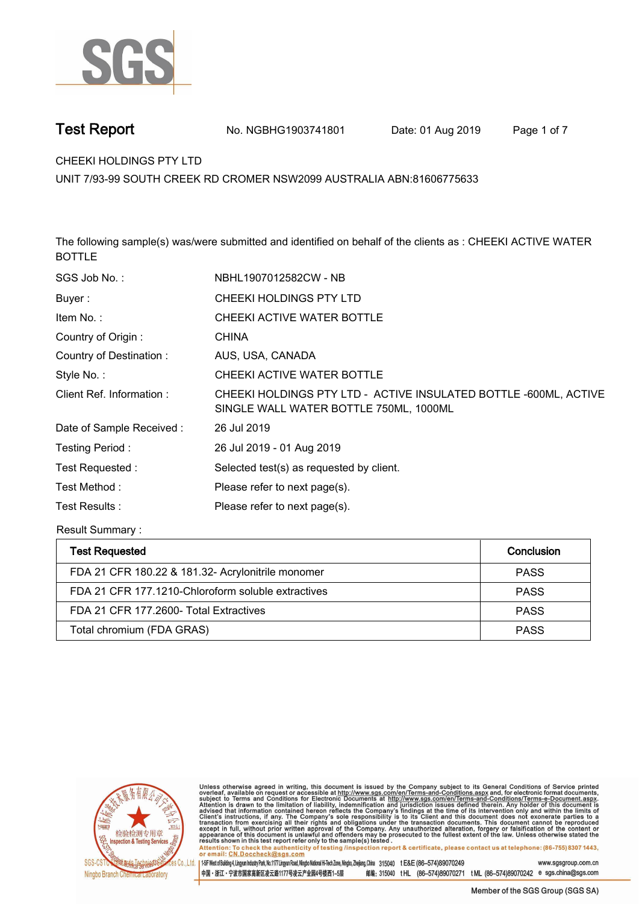SGS

# Test Report

No. NGBHG1903741801 Date: 01 Aug 2019

CHEEKI HOLDINGS PTY LTD

UNIT 7/93-99 SOUTH CREEK RD CROMER NSW2099 AUSTRALIA ABN:81606775633

The following sample(s) was/were submitted and identified on behalf of the clients as : CHEEKI ACTIVE WATER BOTTLE

| | |
|---|---|
| SGS Job No. : | NBHL1907012582CW - NB |
| Buyer : | CHEEKI HOLDINGS PTY LTD |
| Item No. : | CHEEKI ACTIVE WATER BOTTLE |
| Country of Origin : | CHINA |
| Country of Destination : | AUS, USA, CANADA |
| Style No. : | CHEEKI ACTIVE WATER BOTTLE |
| Client Ref. Information : | CHEEKI HOLDINGS PTY LTD - ACTIVE INSULATED BOTTLE -600ML, ACTIVE SINGLE WALL WATER BOTTLE 750ML, 1000ML |
| Date of Sample Received : | 26 Jul 2019 |
| Testing Period : | 26 Jul 2019 - 01 Aug 2019 |
| Test Requested : | Selected test(s) as requested by client. |
| Test Method : | Please refer to next page(s). |
| Test Results : | Please refer to next page(s). |

Result Summary :

| Test Requested | Conclusion |
|---|---|
| FDA 21 CFR 180.22 & 181.32- Acrylonitrile monomer | PASS |
| FDA 21 CFR 177.1210-Chloroform soluble extractives | PASS |
| FDA 21 CFR 177.2600- Total Extractives | PASS |
| Total chromium (FDA GRAS) | PASS |

Unless otherwise agreed in writing, this document is issued by the Company subject to its General Conditions of Service printed overleaf, available on request or accessible at http://www.sgs.com/en/Terms-and-Conditions.aspx and, for electronic format documents, subject to Terms and Conditions for Electronic Documents at http://www.sgs.com/en/Terms-and-Conditions/Terms-e-Document.aspx. Attention is drawn to the limitation of liability, indemnification and jurisdiction issues defined therein. Any holder of this document is advised that information contained hereon reflects the Company's findings at the time of its intervention only and within the limits of Client's instructions, if any. The Company's sole responsibility is to its Client and this document does not exonerate parties to a transaction from exercising all their rights and obligations under the transaction documents. This document cannot be reproduced except in full, without prior written approval of the Company. Any unauthorized alteration, forgery or falsification of the content or appearance of this document is unlawful and offenders may be prosecuted to the fullest extent of the law. Unless otherwise stated the results shown in this test report refer only to the sample(s) tested .

Attention: To check the authenticity of testing /inspection report & certificate, please contact us at telephone: (86-755) 8307 1443, or email: CN.Doccheck@sgs.com

SGS-CSTC Standards Technical Services Co.,Ltd. Ningbo Branch Chemical Laboratory

1-5F West of Building 4, Lingyun Industry Park, No.1177 Lingyun Road, Ningbo National Hi-Tech Zone, Ningbo, Zhejiang, China 315040 t E&E (86–574)89070249 www.sgsgroup.com.cn

中国・浙江・宁波市国家高新区凌云路1177号凌云产业园4号楼西1–5层 邮编: 315040 t HL (86–574)89070271 t ML (86–574)89070242 e sgs.china@sgs.com

Member of the SGS Group (SGS SA)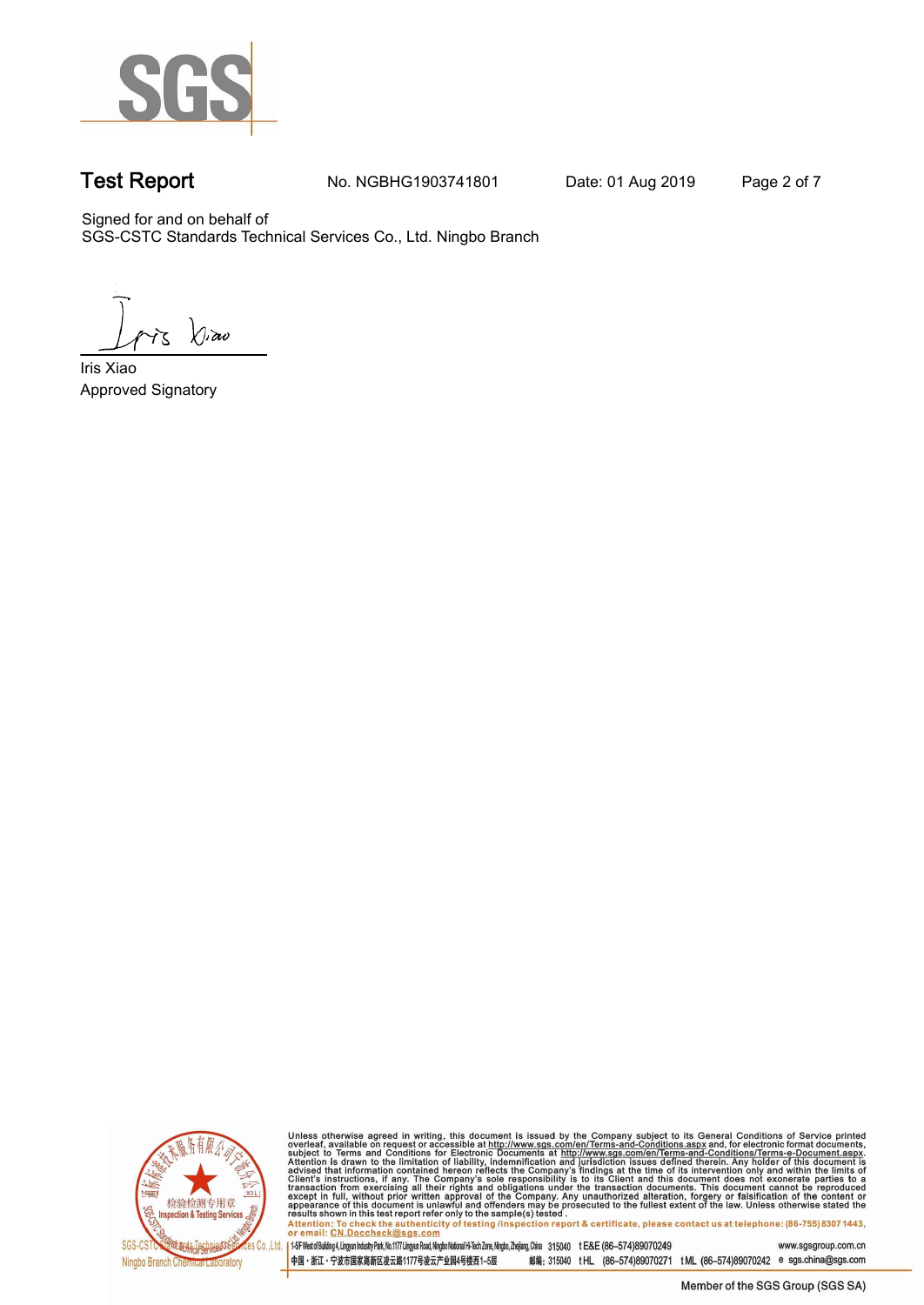**Test Report** No. NGBHG1903741801 Date: 01 Aug 2019

Signed for and on behalf of
SGS-CSTC Standards Technical Services Co., Ltd. Ningbo Branch

Iris Xiao
Approved Signatory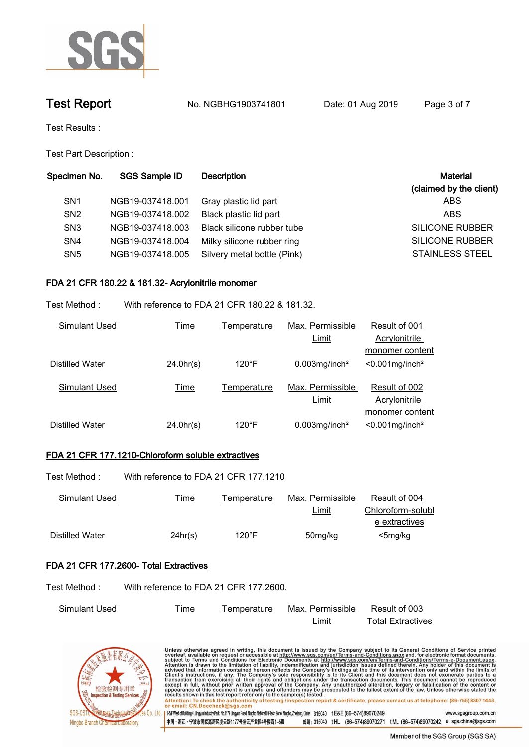Test Report No. NGBHG1903741801 Date: 01 Aug 2019

Test Results :

Test Part Description :

| Specimen No. | SGS Sample ID | Description | Material (claimed by the client) |
|---|---|---|---|
| SN1 | NGB19-037418.001 | Gray plastic lid part | ABS |
| SN2 | NGB19-037418.002 | Black plastic lid part | ABS |
| SN3 | NGB19-037418.003 | Black silicone rubber tube | SILICONE RUBBER |
| SN4 | NGB19-037418.004 | Milky silicone rubber ring | SILICONE RUBBER |
| SN5 | NGB19-037418.005 | Silvery metal bottle (Pink) | STAINLESS STEEL |

## FDA 21 CFR 180.22 & 181.32- Acrylonitrile monomer

Test Method : With reference to FDA 21 CFR 180.22 & 181.32.

| Simulant Used | Time | Temperature | Max. Permissible Limit | Result of 001 Acrylonitrile monomer content |
|---|---|---|---|---|
| Distilled Water | 24.0hr(s) | 120°F | 0.003mg/inch² | <0.001mg/inch² |

| Simulant Used | Time | Temperature | Max. Permissible Limit | Result of 002 Acrylonitrile monomer content |
|---|---|---|---|---|
| Distilled Water | 24.0hr(s) | 120°F | 0.003mg/inch² | <0.001mg/inch² |

## FDA 21 CFR 177.1210-Chloroform soluble extractives

Test Method : With reference to FDA 21 CFR 177.1210

| Simulant Used | Time | Temperature | Max. Permissible Limit | Result of 004 Chloroform-soluble extractives |
|---|---|---|---|---|
| Distilled Water | 24hr(s) | 120°F | 50mg/kg | <5mg/kg |

## FDA 21 CFR 177.2600- Total Extractives

Test Method : With reference to FDA 21 CFR 177.2600.

| Simulant Used | Time | Temperature | Max. Permissible Limit | Result of 003 Total Extractives |
|---|---|---|---|---|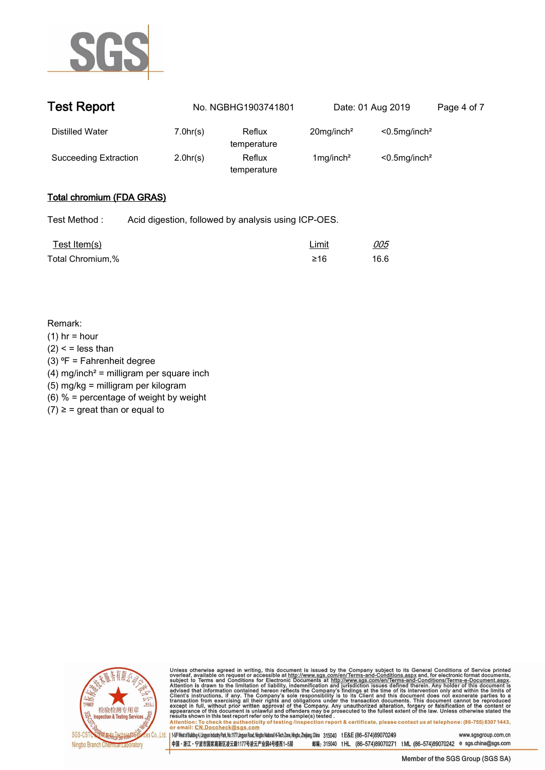| | | | | |
|---|---|---|---|---|
| Distilled Water | 7.0hr(s) | Reflux temperature | 20mg/inch² | <0.5mg/inch² |
| Succeeding Extraction | 2.0hr(s) | Reflux temperature | 1mg/inch² | <0.5mg/inch² |

## Total chromium (FDA GRAS)

Test Method : Acid digestion, followed by analysis using ICP-OES.

| Test Item(s) | Limit | *005* |
|---|---|---|
| Total Chromium,% | ≥16 | 16.6 |

Remark:

(1) hr = hour
(2) < = less than
(3) ºF = Fahrenheit degree
(4) mg/inch² = milligram per square inch
(5) mg/kg = milligram per kilogram
(6) % = percentage of weight by weight
(7) ≥ = great than or equal to

Unless otherwise agreed in writing, this document is issued by the Company subject to its General Conditions of Service printed overleaf, available on request or accessible at http://www.sgs.com/en/Terms-and-Conditions.aspx and, for electronic format documents, subject to Terms and Conditions for Electronic Documents at http://www.sgs.com/en/Terms-and-Conditions/Terms-e-Document.aspx. Attention is drawn to the limitation of liability, indemnification and jurisdiction issues defined therein. Any holder of this document is advised that information contained hereon reflects the Company's findings at the time of its intervention only and within the limits of Client's instructions, if any. The Company's sole responsibility is to its Client and this document does not exonerate parties to a transaction from exercising all their rights and obligations under the transaction documents. This document cannot be reproduced except in full, without prior written approval of the Company. Any unauthorized alteration, forgery or falsification of the content or appearance of this document is unlawful and offenders may be prosecuted to the fullest extent of the law. Unless otherwise stated the results shown in this test report refer only to the sample(s) tested.
Attention: To check the authenticity of testing /inspection report & certificate, please contact us at telephone: (86-755) 8307 1443, or email: CN.Doccheck@sgs.com

SGS-CSTC Standards Technical Services Co., Ltd. Ningbo Branch Chemical Laboratory

1-5F West of Building 4, Lingyun Industry Park, No.1177 Lingyun Road, Ningbo National Hi-Tech Zone, Ningbo, Zhejiang, China 315040 t E&E (86-574)89070249 www.sgsgroup.com.cn
中国・浙江・宁波市国家高新区凌云路1177号凌云产业园4号楼西1–5层 邮编: 315040 t HL (86-574)89070271 t ML (86-574)89070242 e sgs.china@sgs.com

Member of the SGS Group (SGS SA)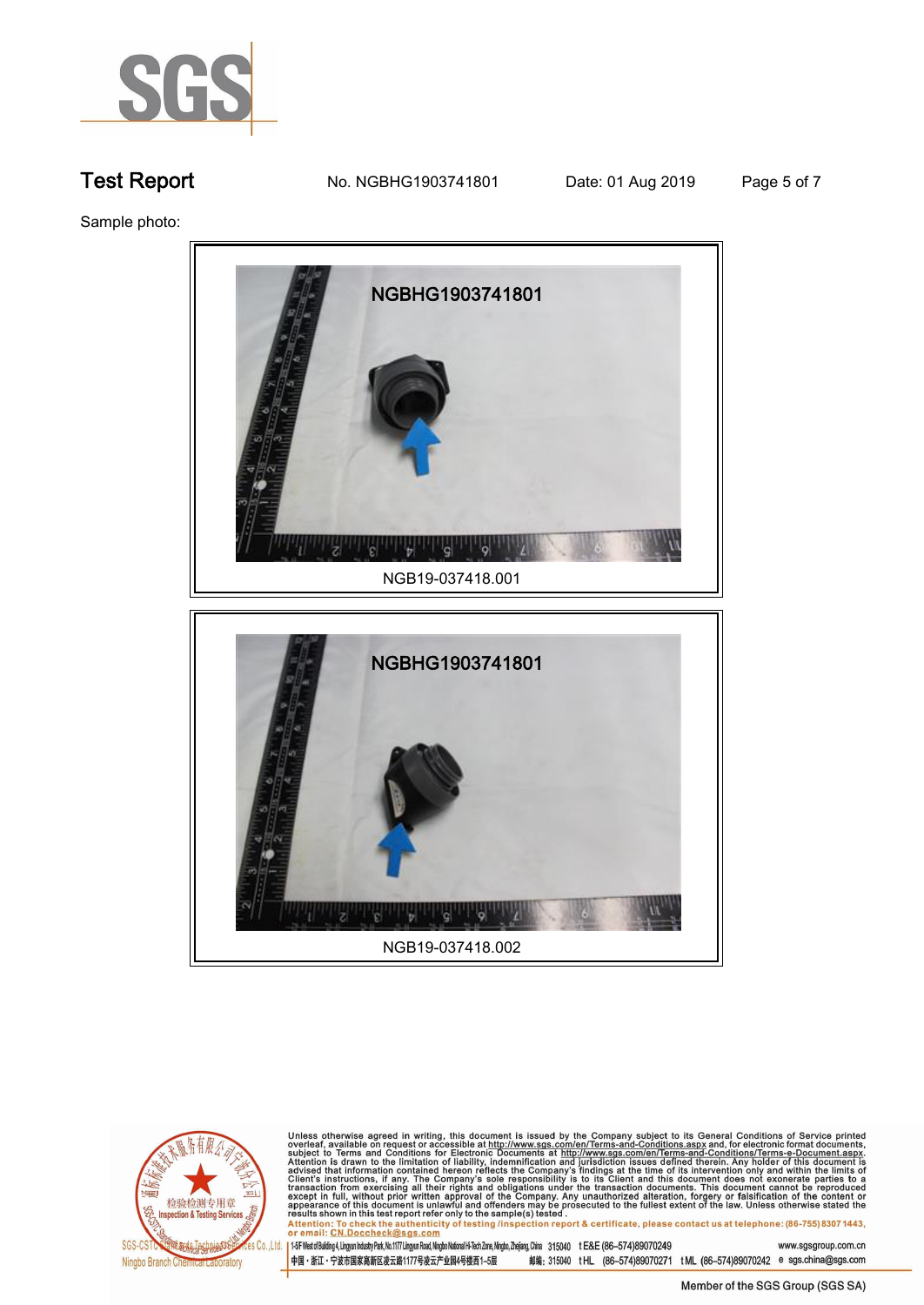# Test Report

No. NGBHG1903741801 Date: 01 Aug 2019

Sample photo:

NGB19-037418.001

NGB19-037418.002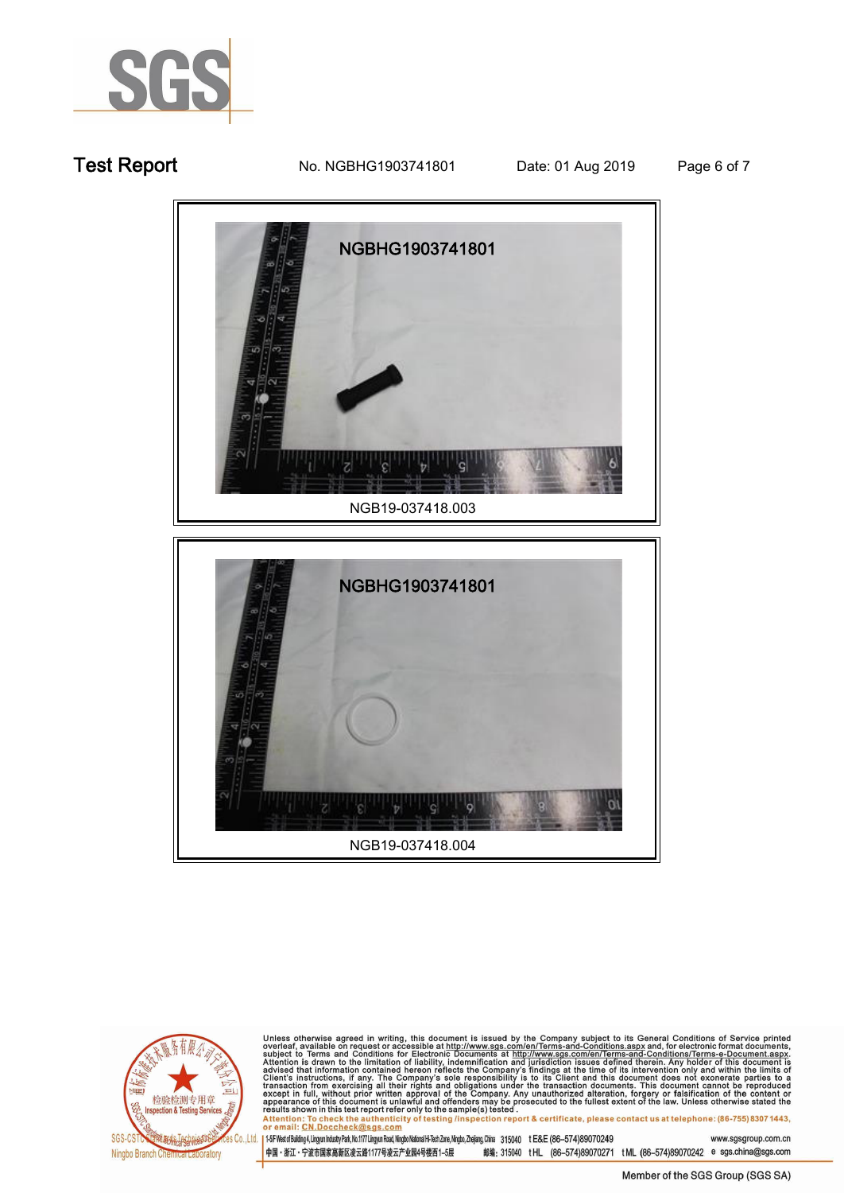NGB19-037418.003

NGB19-037418.004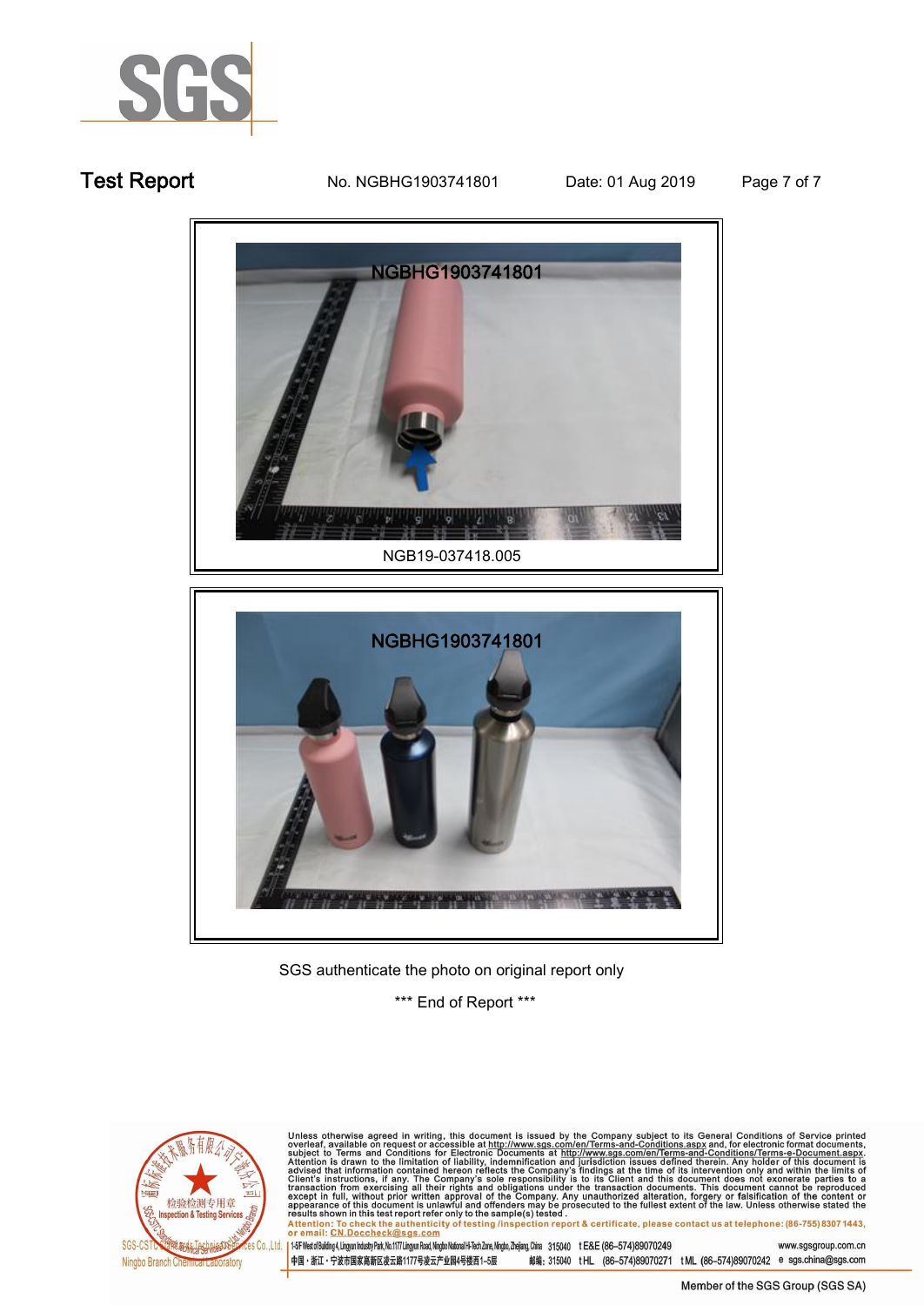# Test Report

No. NGBHG1903741801 Date: 01 Aug 2019

NGB19-037418.005

SGS authenticate the photo on original report only

\*\*\* End of Report \*\*\*

Unless otherwise agreed in writing, this document is issued by the Company subject to its General Conditions of Service printed overleaf, available on request or accessible at http://www.sgs.com/en/Terms-and-Conditions.aspx and, for electronic format documents, subject to Terms and Conditions for Electronic Documents at http://www.sgs.com/en/Terms-and-Conditions/Terms-e-Document.aspx. Attention is drawn to the limitation of liability, indemnification and jurisdiction issues defined therein. Any holder of this document is advised that information contained hereon reflects the Company's findings at the time of its intervention only and within the limits of Client's instructions, if any. The Company's sole responsibility is to its Client and this document does not exonerate parties to a transaction from exercising all their rights and obligations under the transaction documents. This document cannot be reproduced except in full, without prior written approval of the Company. Any unauthorized alteration, forgery or falsification of the content or appearance of this document is unlawful and offenders may be prosecuted to the fullest extent of the law. Unless otherwise stated the results shown in this test report refer only to the sample(s) tested .

Attention: To check the authenticity of testing /inspection report & certificate, please contact us at telephone: (86-755) 8307 1443, or email: CN.Doccheck@sgs.com

1-5F West of Building 4, Lingyun Industry Park, No.1177 Lingyun Road, Ningbo National Hi-Tech Zone, Ningbo, Zhejiang, China 315040 t E&E (86–574)89070249 www.sgsgroup.com.cn

中国・浙江・宁波市国家高新区凌云路1177号凌云产业园4号楼西1–5层 邮编: 315040 t HL (86–574)89070271 t ML (86–574)89070242 e sgs.china@sgs.com

Member of the SGS Group (SGS SA)